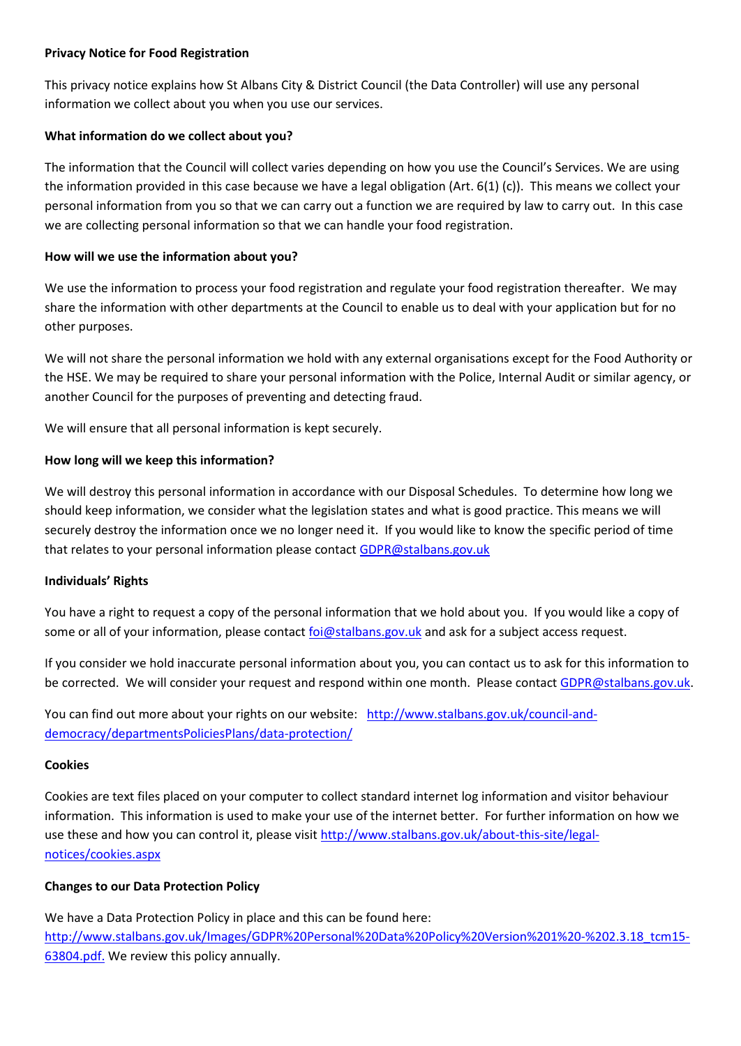**Privacy Notice for Food Registration**

This privacy notice explains how St Albans City & District Council (the Data Controller) will use any personal information we collect about you when you use our services.

**What information do we collect about you?**

The information that the Council will collect varies depending on how you use the Council's Services. We are using the information provided in this case because we have a legal obligation (Art. 6(1) (c)). This means we collect your personal information from you so that we can carry out a function we are required by law to carry out. In this case we are collecting personal information so that we can handle your food registration.

**How will we use the information about you?**

We use the information to process your food registration and regulate your food registration thereafter. We may share the information with other departments at the Council to enable us to deal with your application but for no other purposes.

We will not share the personal information we hold with any external organisations except for the Food Authority or the HSE. We may be required to share your personal information with the Police, Internal Audit or similar agency, or another Council for the purposes of preventing and detecting fraud.

We will ensure that all personal information is kept securely.

**How long will we keep this information?**

We will destroy this personal information in accordance with our Disposal Schedules. To determine how long we should keep information, we consider what the legislation states and what is good practice. This means we will securely destroy the information once we no longer need it. If you would like to know the specific period of time that relates to your personal information please contact GDPR@stalbans.gov.uk

**Individuals' Rights**

You have a right to request a copy of the personal information that we hold about you. If you would like a copy of some or all of your information, please contact foi@stalbans.gov.uk and ask for a subject access request.

If you consider we hold inaccurate personal information about you, you can contact us to ask for this information to be corrected. We will consider your request and respond within one month. Please contact GDPR@stalbans.gov.uk.

You can find out more about your rights on our website: http://www.stalbans.gov.uk/council-and-democracy/departmentsPoliciesPlans/data-protection/

**Cookies**

Cookies are text files placed on your computer to collect standard internet log information and visitor behaviour information. This information is used to make your use of the internet better. For further information on how we use these and how you can control it, please visit http://www.stalbans.gov.uk/about-this-site/legal-notices/cookies.aspx

**Changes to our Data Protection Policy**

We have a Data Protection Policy in place and this can be found here: http://www.stalbans.gov.uk/Images/GDPR%20Personal%20Data%20Policy%20Version%201%20-%202.3.18_tcm15-63804.pdf. We review this policy annually.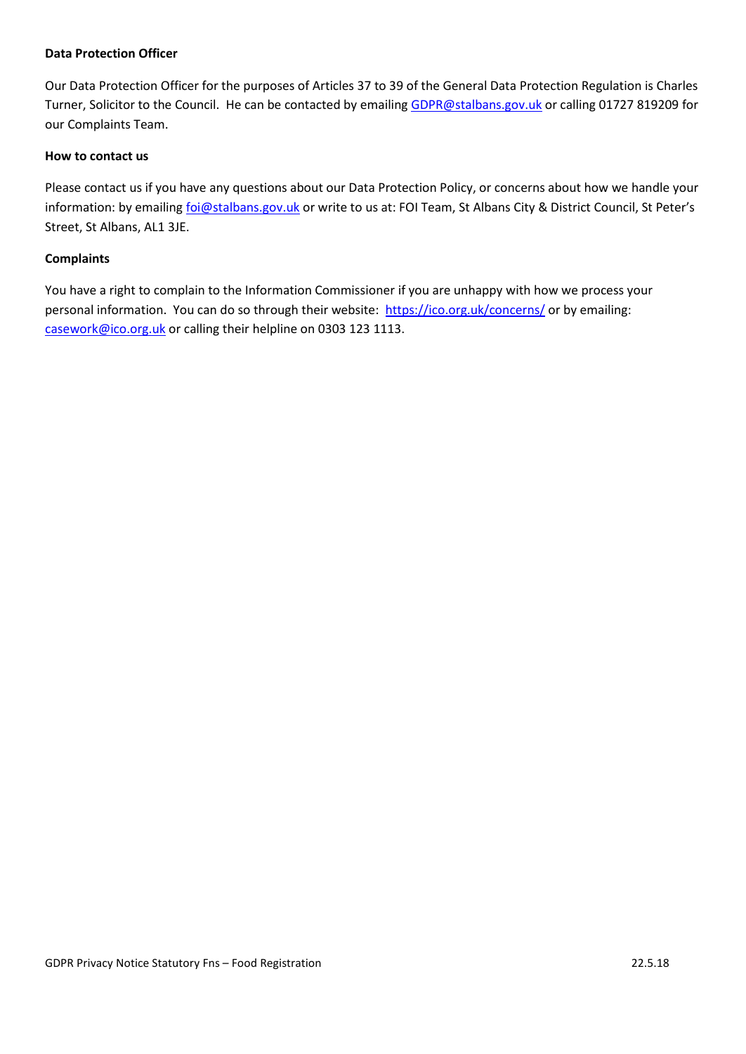**Data Protection Officer**

Our Data Protection Officer for the purposes of Articles 37 to 39 of the General Data Protection Regulation is Charles Turner, Solicitor to the Council. He can be contacted by emailing GDPR@stalbans.gov.uk or calling 01727 819209 for our Complaints Team.

**How to contact us**

Please contact us if you have any questions about our Data Protection Policy, or concerns about how we handle your information: by emailing foi@stalbans.gov.uk or write to us at: FOI Team, St Albans City & District Council, St Peter's Street, St Albans, AL1 3JE.

**Complaints**

You have a right to complain to the Information Commissioner if you are unhappy with how we process your personal information. You can do so through their website: https://ico.org.uk/concerns/ or by emailing: casework@ico.org.uk or calling their helpline on 0303 123 1113.